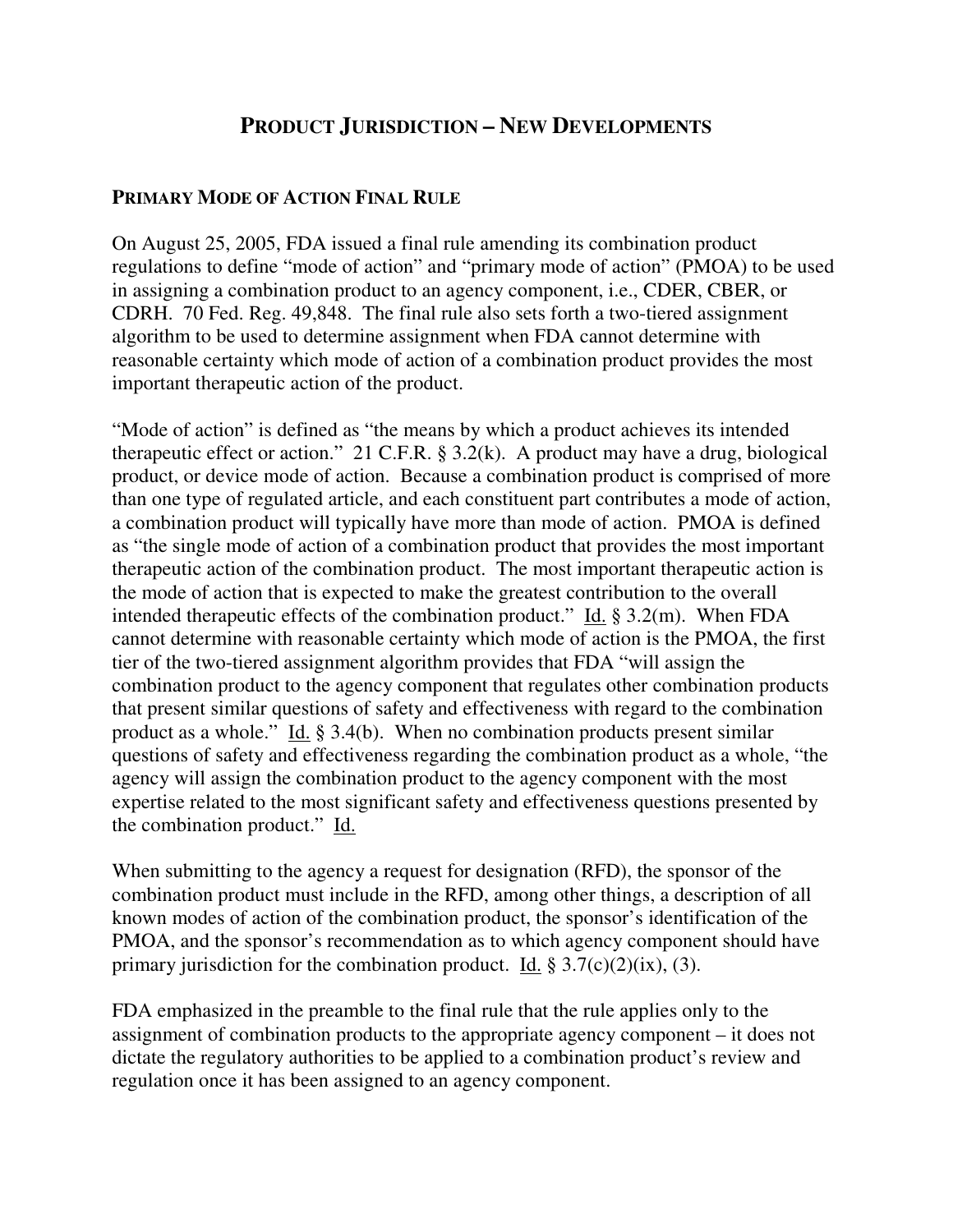# PRODUCT JURISDICTION – NEW DEVELOPMENTS

## PRIMARY MODE OF ACTION FINAL RULE

On August 25, 2005, FDA issued a final rule amending its combination product regulations to define "mode of action" and "primary mode of action" (PMOA) to be used in assigning a combination product to an agency component, i.e., CDER, CBER, or CDRH. 70 Fed. Reg. 49,848. The final rule also sets forth a two-tiered assignment algorithm to be used to determine assignment when FDA cannot determine with reasonable certainty which mode of action of a combination product provides the most important therapeutic action of the product.

"Mode of action" is defined as "the means by which a product achieves its intended therapeutic effect or action." 21 C.F.R. § 3.2(k). A product may have a drug, biological product, or device mode of action. Because a combination product is comprised of more than one type of regulated article, and each constituent part contributes a mode of action, a combination product will typically have more than mode of action. PMOA is defined as "the single mode of action of a combination product that provides the most important therapeutic action of the combination product. The most important therapeutic action is the mode of action that is expected to make the greatest contribution to the overall intended therapeutic effects of the combination product." Id. § 3.2(m). When FDA cannot determine with reasonable certainty which mode of action is the PMOA, the first tier of the two-tiered assignment algorithm provides that FDA "will assign the combination product to the agency component that regulates other combination products that present similar questions of safety and effectiveness with regard to the combination product as a whole." Id. § 3.4(b). When no combination products present similar questions of safety and effectiveness regarding the combination product as a whole, "the agency will assign the combination product to the agency component with the most expertise related to the most significant safety and effectiveness questions presented by the combination product." Id.

When submitting to the agency a request for designation (RFD), the sponsor of the combination product must include in the RFD, among other things, a description of all known modes of action of the combination product, the sponsor's identification of the PMOA, and the sponsor's recommendation as to which agency component should have primary jurisdiction for the combination product. Id. § 3.7(c)(2)(ix), (3).

FDA emphasized in the preamble to the final rule that the rule applies only to the assignment of combination products to the appropriate agency component – it does not dictate the regulatory authorities to be applied to a combination product's review and regulation once it has been assigned to an agency component.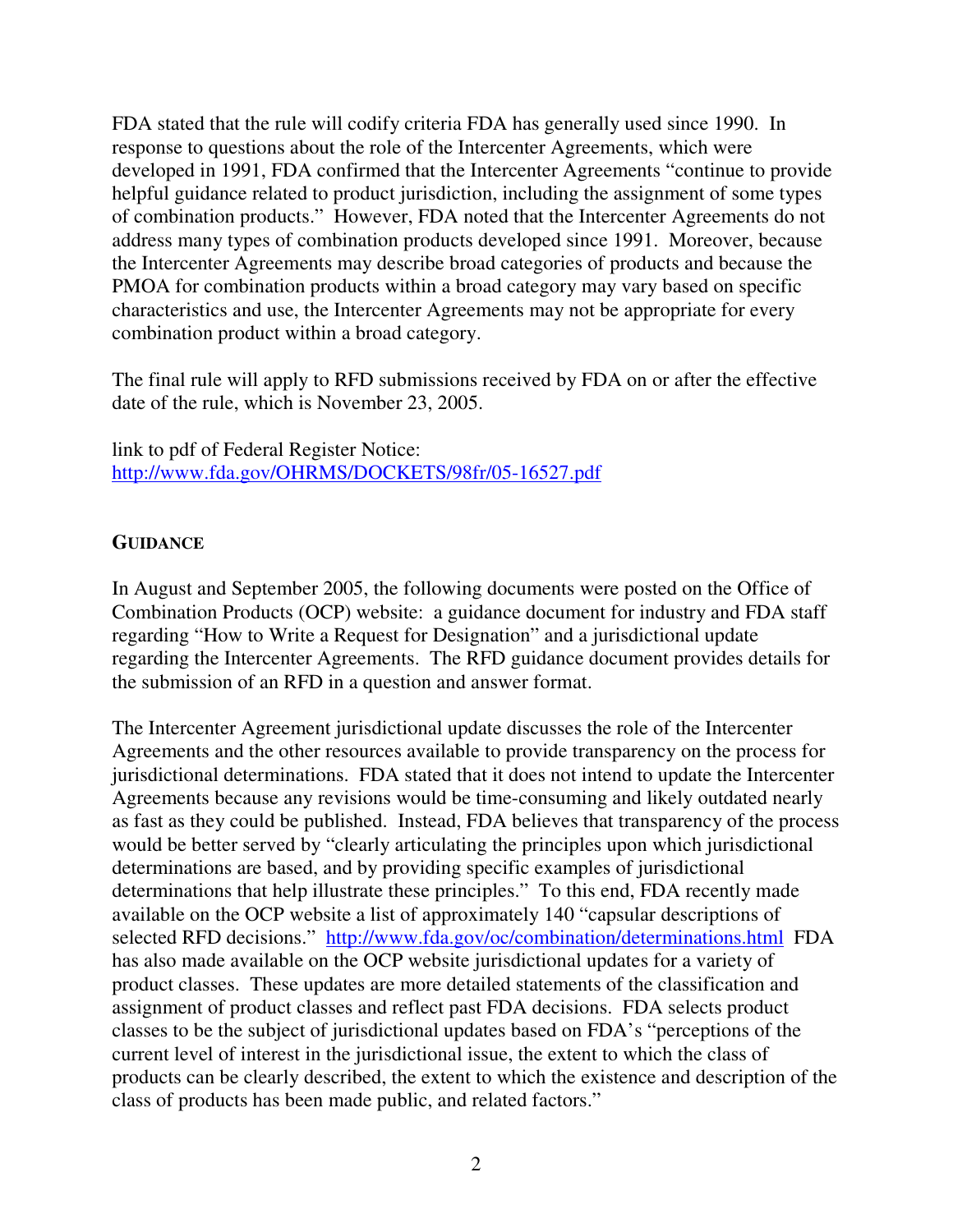FDA stated that the rule will codify criteria FDA has generally used since 1990. In response to questions about the role of the Intercenter Agreements, which were developed in 1991, FDA confirmed that the Intercenter Agreements "continue to provide helpful guidance related to product jurisdiction, including the assignment of some types of combination products." However, FDA noted that the Intercenter Agreements do not address many types of combination products developed since 1991. Moreover, because the Intercenter Agreements may describe broad categories of products and because the PMOA for combination products within a broad category may vary based on specific characteristics and use, the Intercenter Agreements may not be appropriate for every combination product within a broad category.

The final rule will apply to RFD submissions received by FDA on or after the effective date of the rule, which is November 23, 2005.

link to pdf of Federal Register Notice:
[http://www.fda.gov/OHRMS/DOCKETS/98fr/05-16527.pdf](http://www.fda.gov/OHRMS/DOCKETS/98fr/05-16527.pdf)

## GUIDANCE

In August and September 2005, the following documents were posted on the Office of Combination Products (OCP) website: a guidance document for industry and FDA staff regarding "How to Write a Request for Designation" and a jurisdictional update regarding the Intercenter Agreements. The RFD guidance document provides details for the submission of an RFD in a question and answer format.

The Intercenter Agreement jurisdictional update discusses the role of the Intercenter Agreements and the other resources available to provide transparency on the process for jurisdictional determinations. FDA stated that it does not intend to update the Intercenter Agreements because any revisions would be time-consuming and likely outdated nearly as fast as they could be published. Instead, FDA believes that transparency of the process would be better served by "clearly articulating the principles upon which jurisdictional determinations are based, and by providing specific examples of jurisdictional determinations that help illustrate these principles." To this end, FDA recently made available on the OCP website a list of approximately 140 "capsular descriptions of selected RFD decisions." [http://www.fda.gov/oc/combination/determinations.html](http://www.fda.gov/oc/combination/determinations.html) FDA has also made available on the OCP website jurisdictional updates for a variety of product classes. These updates are more detailed statements of the classification and assignment of product classes and reflect past FDA decisions. FDA selects product classes to be the subject of jurisdictional updates based on FDA's "perceptions of the current level of interest in the jurisdictional issue, the extent to which the class of products can be clearly described, the extent to which the existence and description of the class of products has been made public, and related factors."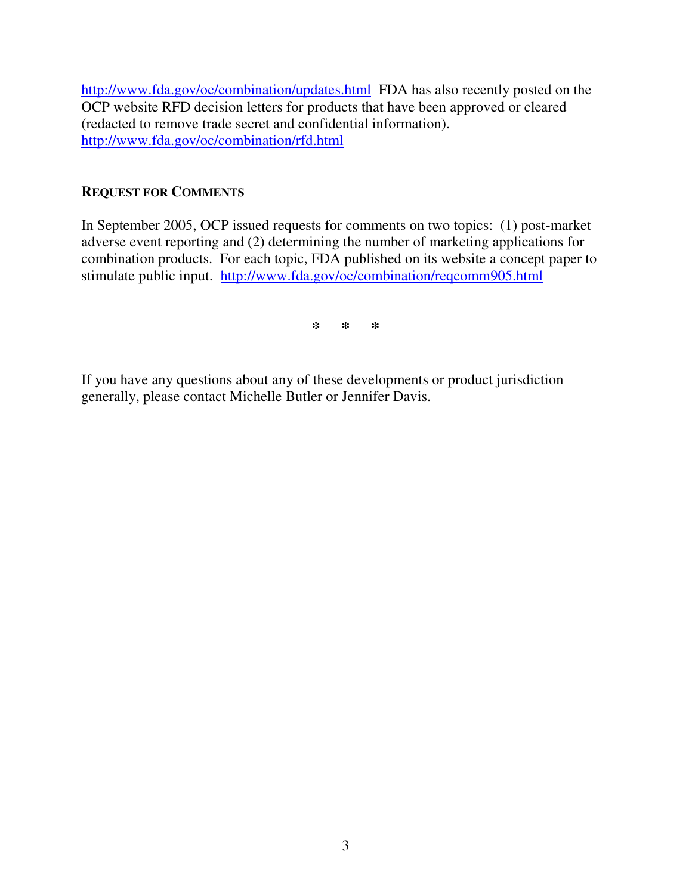http://www.fda.gov/oc/combination/updates.html FDA has also recently posted on the OCP website RFD decision letters for products that have been approved or cleared (redacted to remove trade secret and confidential information). http://www.fda.gov/oc/combination/rfd.html

**REQUEST FOR COMMENTS**

In September 2005, OCP issued requests for comments on two topics: (1) post-market adverse event reporting and (2) determining the number of marketing applications for combination products. For each topic, FDA published on its website a concept paper to stimulate public input. http://www.fda.gov/oc/combination/reqcomm905.html

\* \* \*

If you have any questions about any of these developments or product jurisdiction generally, please contact Michelle Butler or Jennifer Davis.